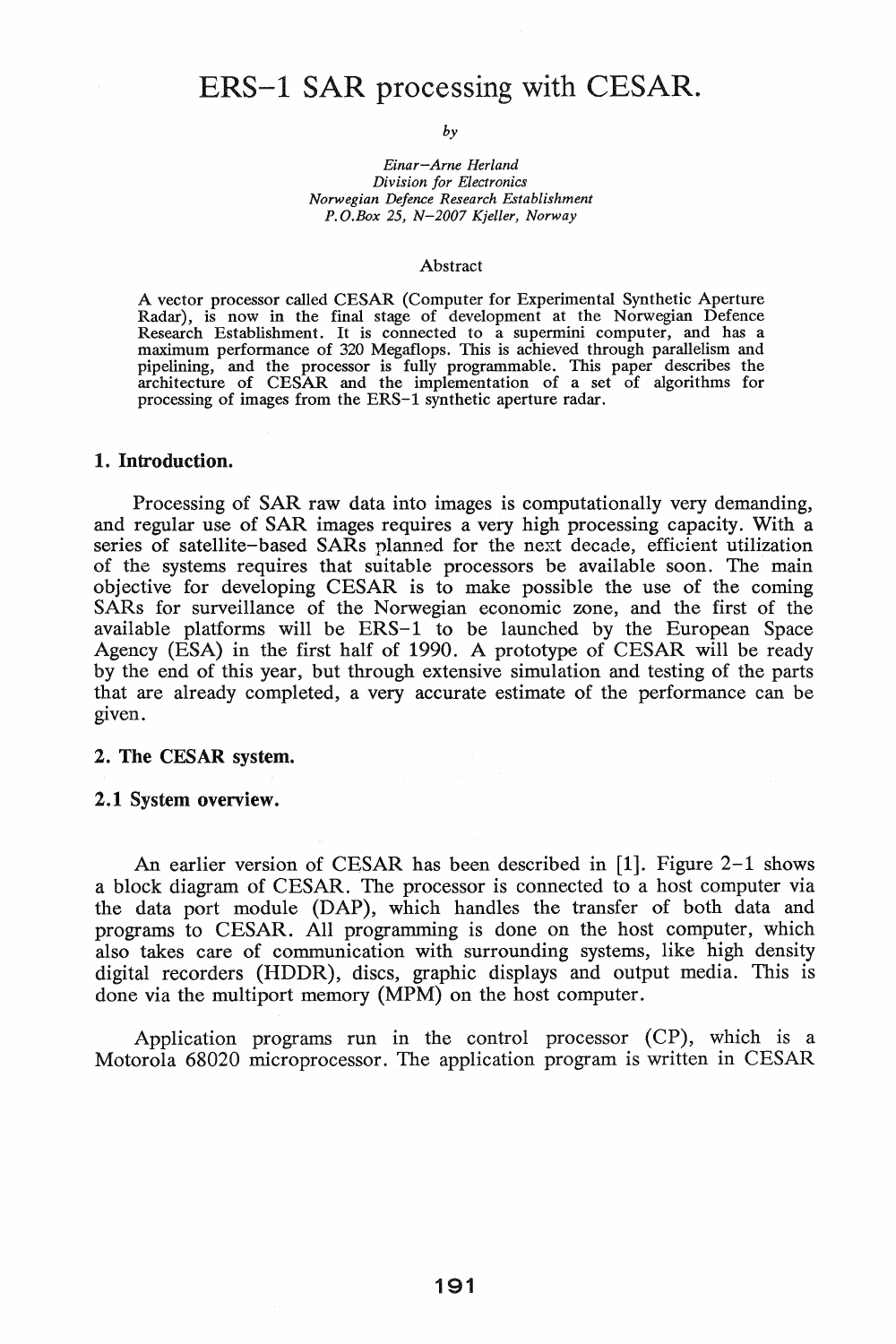# ERS-1 SAR processing with CESAR.

*by*

*Einar-Arne Herland*
*Division for Electronics*
*Norwegian Defence Research Establishment*
*P.O.Box 25, N-2007 Kjeller, Norway*

## Abstract

A vector processor called CESAR (Computer for Experimental Synthetic Aperture Radar), is now in the final stage of development at the Norwegian Defence Research Establishment. It is connected to a supermini computer, and has a maximum performance of 320 Megaflops. This is achieved through parallelism and pipelining, and the processor is fully programmable. This paper describes the architecture of CESAR and the implementation of a set of algorithms for processing of images from the ERS-1 synthetic aperture radar.

## 1. Introduction.

Processing of SAR raw data into images is computationally very demanding, and regular use of SAR images requires a very high processing capacity. With a series of satellite-based SARs planned for the next decade, efficient utilization of the systems requires that suitable processors be available soon. The main objective for developing CESAR is to make possible the use of the coming SARs for surveillance of the Norwegian economic zone, and the first of the available platforms will be ERS-1 to be launched by the European Space Agency (ESA) in the first half of 1990. A prototype of CESAR will be ready by the end of this year, but through extensive simulation and testing of the parts that are already completed, a very accurate estimate of the performance can be given.

## 2. The CESAR system.

### 2.1 System overview.

An earlier version of CESAR has been described in [1]. Figure 2-1 shows a block diagram of CESAR. The processor is connected to a host computer via the data port module (DAP), which handles the transfer of both data and programs to CESAR. All programming is done on the host computer, which also takes care of communication with surrounding systems, like high density digital recorders (HDDR), discs, graphic displays and output media. This is done via the multiport memory (MPM) on the host computer.

Application programs run in the control processor (CP), which is a Motorola 68020 microprocessor. The application program is written in CESAR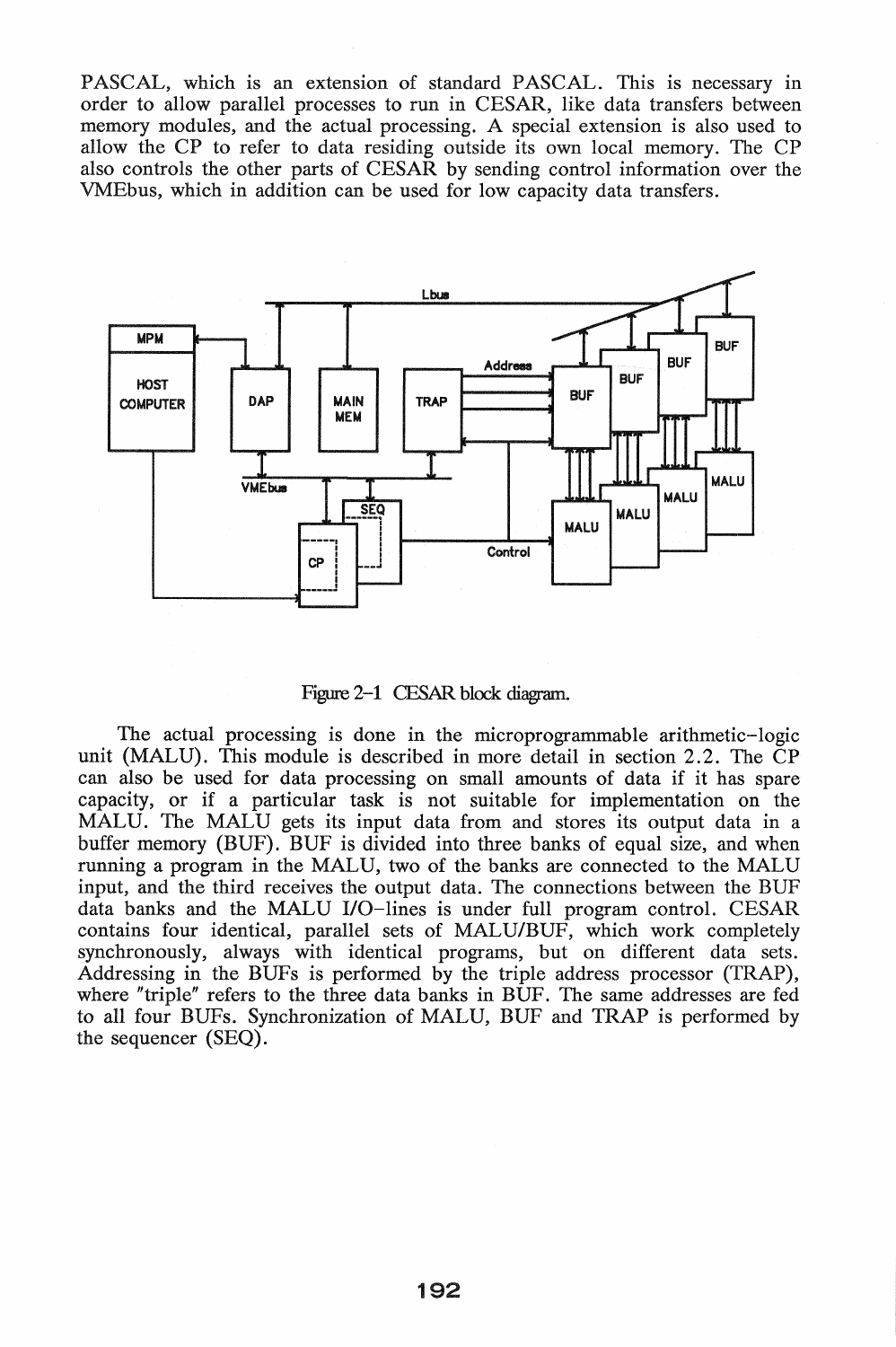PASCAL, which is an extension of standard PASCAL. This is necessary in order to allow parallel processes to run in CESAR, like data transfers between memory modules, and the actual processing. A special extension is also used to allow the CP to refer to data residing outside its own local memory. The CP also controls the other parts of CESAR by sending control information over the VMEbus, which in addition can be used for low capacity data transfers.

Lbus

MPM

HOST COMPUTER

DAP

MAIN MEM

TRAP

Address

BUF

BUF

BUF

BUF

MALU

MALU

MALU

MALU

VMEbus

SEQ

CP

Control

Figure 2-1 CESAR block diagram.

The actual processing is done in the microprogrammable arithmetic-logic unit (MALU). This module is described in more detail in section 2.2. The CP can also be used for data processing on small amounts of data if it has spare capacity, or if a particular task is not suitable for implementation on the MALU. The MALU gets its input data from and stores its output data in a buffer memory (BUF). BUF is divided into three banks of equal size, and when running a program in the MALU, two of the banks are connected to the MALU input, and the third receives the output data. The connections between the BUF data banks and the MALU I/O-lines is under full program control. CESAR contains four identical, parallel sets of MALU/BUF, which work completely synchronously, always with identical programs, but on different data sets. Addressing in the BUFs is performed by the triple address processor (TRAP), where "triple" refers to the three data banks in BUF. The same addresses are fed to all four BUFs. Synchronization of MALU, BUF and TRAP is performed by the sequencer (SEQ).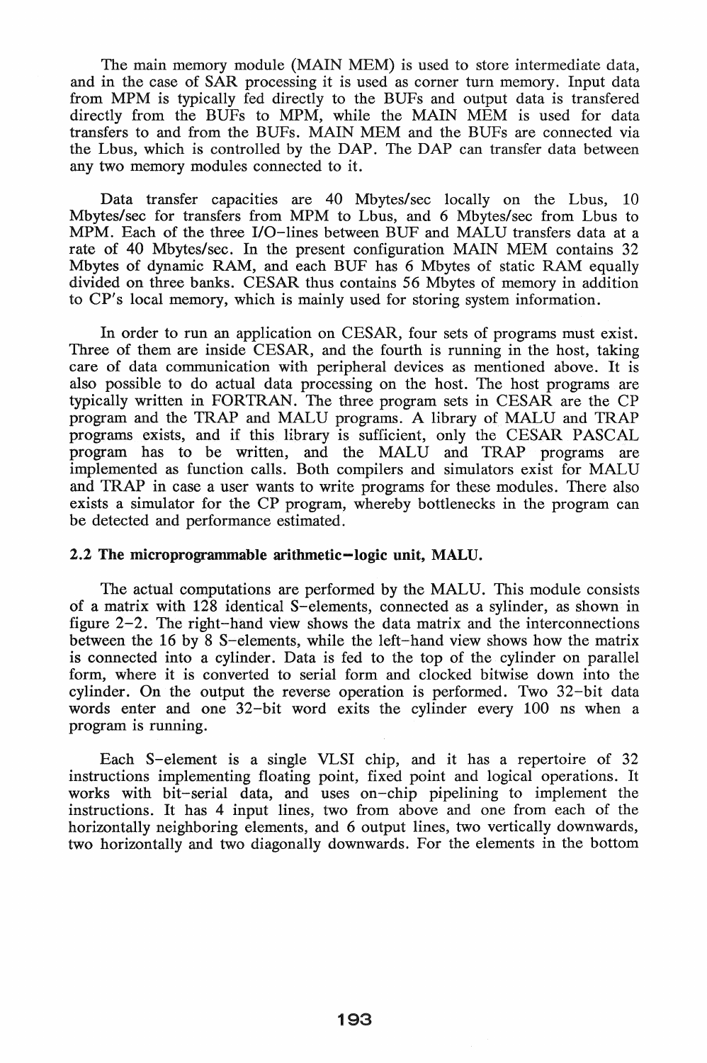The main memory module (MAIN MEM) is used to store intermediate data, and in the case of SAR processing it is used as corner turn memory. Input data from MPM is typically fed directly to the BUFs and output data is transfered directly from the BUFs to MPM, while the MAIN MEM is used for data transfers to and from the BUFs. MAIN MEM and the BUFs are connected via the Lbus, which is controlled by the DAP. The DAP can transfer data between any two memory modules connected to it.

Data transfer capacities are 40 Mbytes/sec locally on the Lbus, 10 Mbytes/sec for transfers from MPM to Lbus, and 6 Mbytes/sec from Lbus to MPM. Each of the three I/O-lines between BUF and MALU transfers data at a rate of 40 Mbytes/sec. In the present configuration MAIN MEM contains 32 Mbytes of dynamic RAM, and each BUF has 6 Mbytes of static RAM equally divided on three banks. CESAR thus contains 56 Mbytes of memory in addition to CP's local memory, which is mainly used for storing system information.

In order to run an application on CESAR, four sets of programs must exist. Three of them are inside CESAR, and the fourth is running in the host, taking care of data communication with peripheral devices as mentioned above. It is also possible to do actual data processing on the host. The host programs are typically written in FORTRAN. The three program sets in CESAR are the CP program and the TRAP and MALU programs. A library of MALU and TRAP programs exists, and if this library is sufficient, only the CESAR PASCAL program has to be written, and the MALU and TRAP programs are implemented as function calls. Both compilers and simulators exist for MALU and TRAP in case a user wants to write programs for these modules. There also exists a simulator for the CP program, whereby bottlenecks in the program can be detected and performance estimated.

### 2.2 The microprogrammable arithmetic-logic unit, MALU.

The actual computations are performed by the MALU. This module consists of a matrix with 128 identical S-elements, connected as a sylinder, as shown in figure 2-2. The right-hand view shows the data matrix and the interconnections between the 16 by 8 S-elements, while the left-hand view shows how the matrix is connected into a cylinder. Data is fed to the top of the cylinder on parallel form, where it is converted to serial form and clocked bitwise down into the cylinder. On the output the reverse operation is performed. Two 32-bit data words enter and one 32-bit word exits the cylinder every 100 ns when a program is running.

Each S-element is a single VLSI chip, and it has a repertoire of 32 instructions implementing floating point, fixed point and logical operations. It works with bit-serial data, and uses on-chip pipelining to implement the instructions. It has 4 input lines, two from above and one from each of the horizontally neighboring elements, and 6 output lines, two vertically downwards, two horizontally and two diagonally downwards. For the elements in the bottom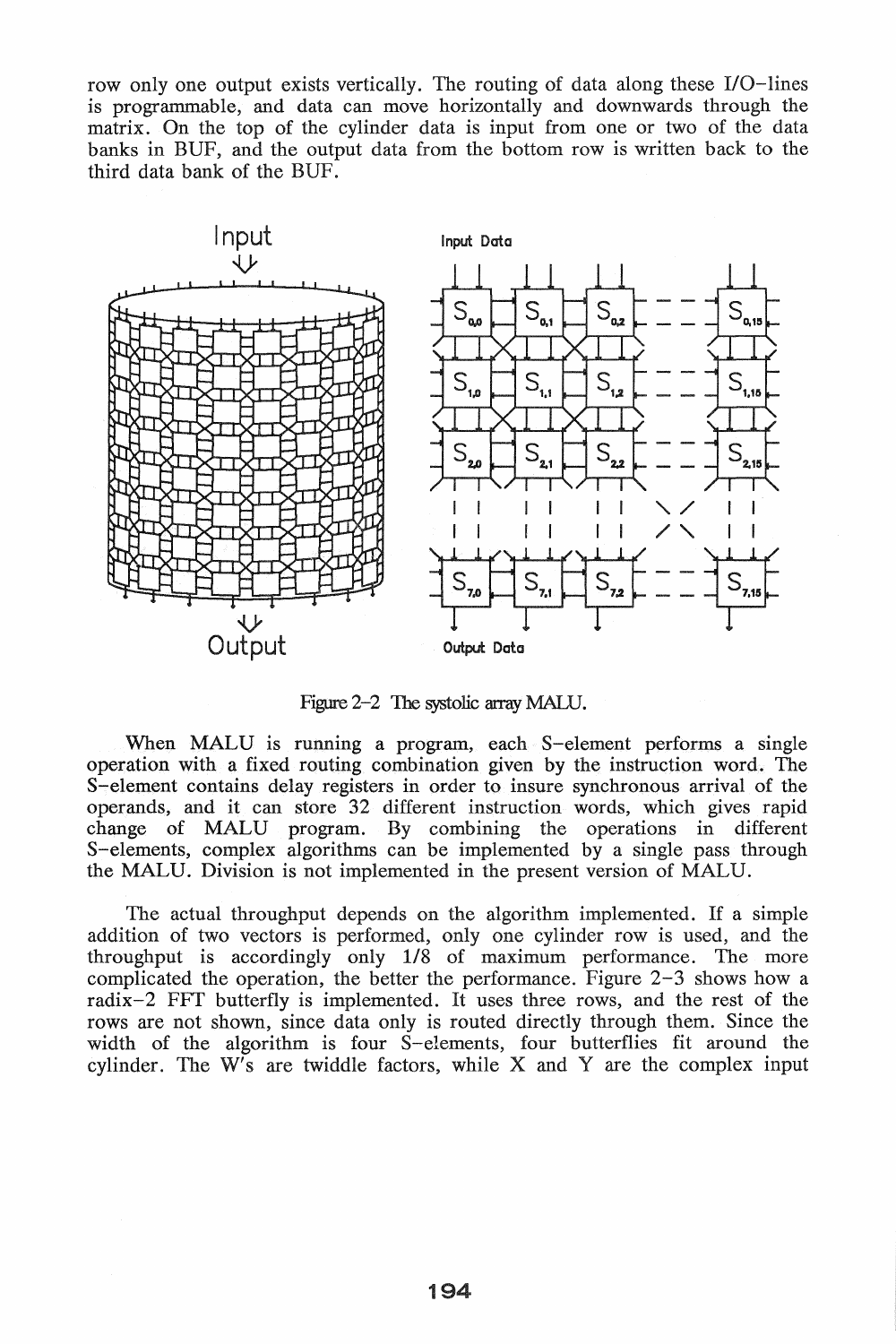row only one output exists vertically. The routing of data along these I/O-lines is programmable, and data can move horizontally and downwards through the matrix. On the top of the cylinder data is input from one or two of the data banks in BUF, and the output data from the bottom row is written back to the third data bank of the BUF.

Input

Output

Input Data

$S_{0,0}$ $S_{0,1}$ $S_{0,2}$ $S_{0,15}$

$S_{1,0}$ $S_{1,1}$ $S_{1,2}$ $S_{1,15}$

$S_{2,0}$ $S_{2,1}$ $S_{2,2}$ $S_{2,15}$

$S_{7,0}$ $S_{7,1}$ $S_{7,2}$ $S_{7,15}$

Output Data

Figure 2-2 The systolic array MALU.

When MALU is running a program, each S-element performs a single operation with a fixed routing combination given by the instruction word. The S-element contains delay registers in order to insure synchronous arrival of the operands, and it can store 32 different instruction words, which gives rapid change of MALU program. By combining the operations in different S-elements, complex algorithms can be implemented by a single pass through the MALU. Division is not implemented in the present version of MALU.

The actual throughput depends on the algorithm implemented. If a simple addition of two vectors is performed, only one cylinder row is used, and the throughput is accordingly only 1/8 of maximum performance. The more complicated the operation, the better the performance. Figure 2-3 shows how a radix-2 FFT butterfly is implemented. It uses three rows, and the rest of the rows are not shown, since data only is routed directly through them. Since the width of the algorithm is four S-elements, four butterflies fit around the cylinder. The W's are twiddle factors, while X and Y are the complex input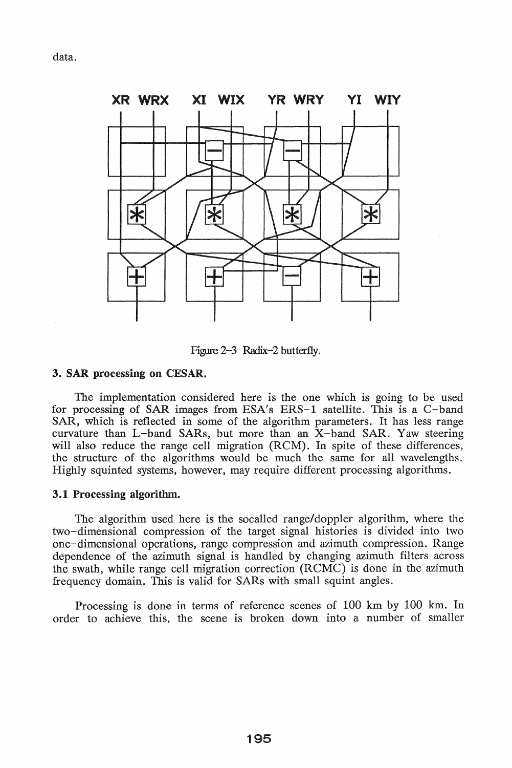data.

XR WRX XI WIX YR WRY YI WIY

Figure 2-3 Radix-2 butterfly.

### 3. SAR processing on CESAR.

The implementation considered here is the one which is going to be used for processing of SAR images from ESA's ERS-1 satellite. This is a C-band SAR, which is reflected in some of the algorithm parameters. It has less range curvature than L-band SARs, but more than an X-band SAR. Yaw steering will also reduce the range cell migration (RCM). In spite of these differences, the structure of the algorithms would be much the same for all wavelengths. Highly squinted systems, however, may require different processing algorithms.

### 3.1 Processing algorithm.

The algorithm used here is the socalled range/doppler algorithm, where the two-dimensional compression of the target signal histories is divided into two one-dimensional operations, range compression and azimuth compression. Range dependence of the azimuth signal is handled by changing azimuth filters across the swath, while range cell migration correction (RCMC) is done in the azimuth frequency domain. This is valid for SARs with small squint angles.

Processing is done in terms of reference scenes of 100 km by 100 km. In order to achieve this, the scene is broken down into a number of smaller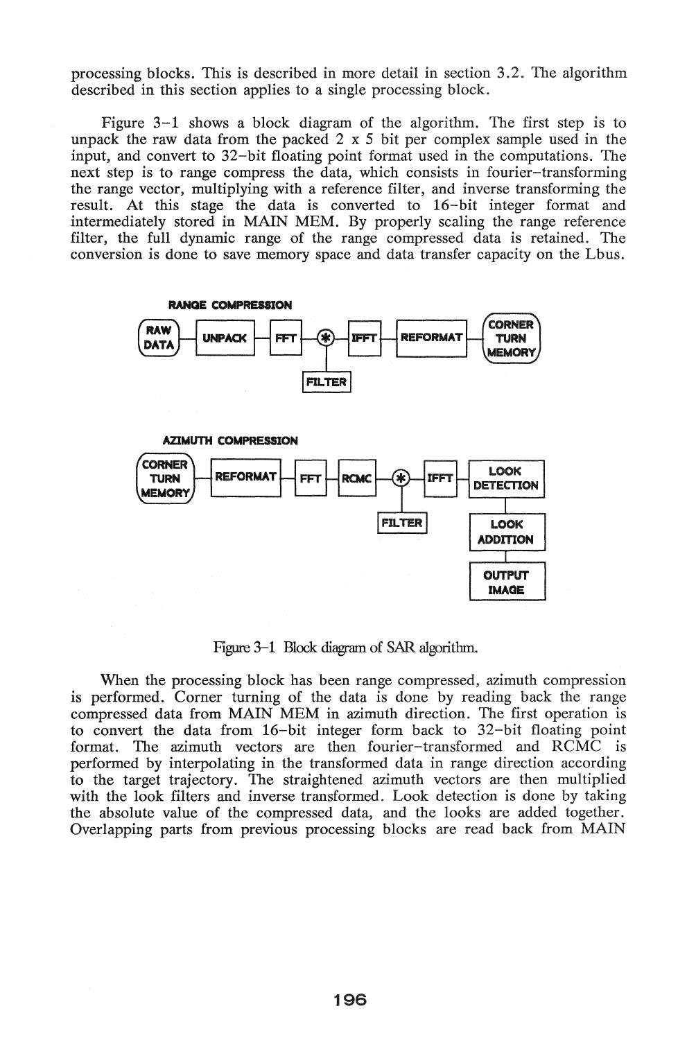processing blocks. This is described in more detail in section 3.2. The algorithm described in this section applies to a single processing block.

Figure 3–1 shows a block diagram of the algorithm. The first step is to unpack the raw data from the packed 2 x 5 bit per complex sample used in the input, and convert to 32–bit floating point format used in the computations. The next step is to range compress the data, which consists in fourier–transforming the range vector, multiplying with a reference filter, and inverse transforming the result. At this stage the data is converted to 16–bit integer format and intermediately stored in MAIN MEM. By properly scaling the range reference filter, the full dynamic range of the range compressed data is retained. The conversion is done to save memory space and data transfer capacity on the Lbus.

RANGE COMPRESSION

RAW DATA
UNPACK
FFT
*
IFFT
REFORMAT
CORNER TURN MEMORY
FILTER

AZIMUTH COMPRESSION

CORNER TURN MEMORY
REFORMAT
FFT
RCMC
*
IFFT
LOOK DETECTION
FILTER
LOOK ADDITION
OUTPUT IMAGE

Figure 3–1 Block diagram of SAR algorithm.

When the processing block has been range compressed, azimuth compression is performed. Corner turning of the data is done by reading back the range compressed data from MAIN MEM in azimuth direction. The first operation is to convert the data from 16–bit integer form back to 32–bit floating point format. The azimuth vectors are then fourier–transformed and RCMC is performed by interpolating in the transformed data in range direction according to the target trajectory. The straightened azimuth vectors are then multiplied with the look filters and inverse transformed. Look detection is done by taking the absolute value of the compressed data, and the looks are added together. Overlapping parts from previous processing blocks are read back from MAIN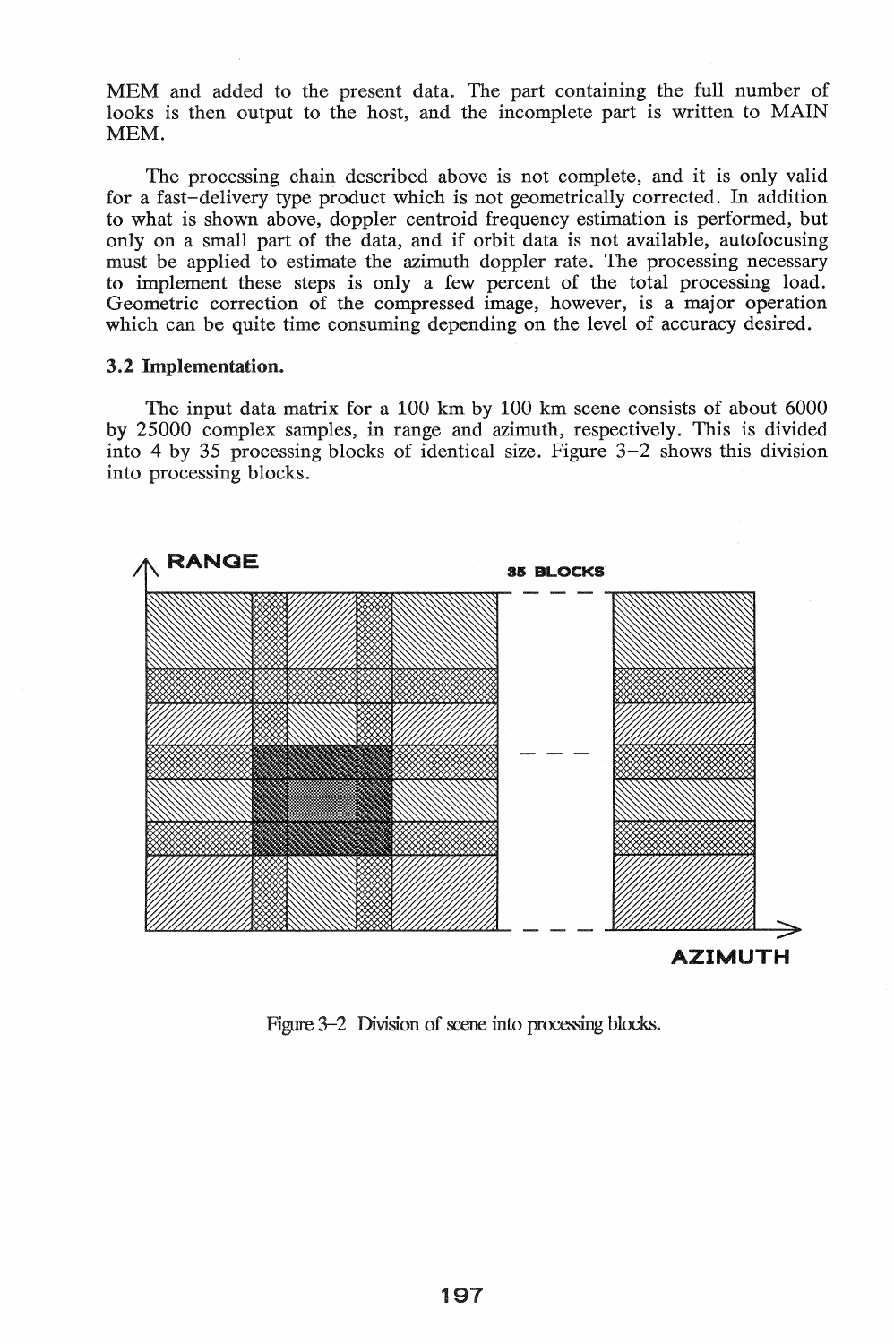MEM and added to the present data. The part containing the full number of looks is then output to the host, and the incomplete part is written to MAIN MEM.

The processing chain described above is not complete, and it is only valid for a fast–delivery type product which is not geometrically corrected. In addition to what is shown above, doppler centroid frequency estimation is performed, but only on a small part of the data, and if orbit data is not available, autofocusing must be applied to estimate the azimuth doppler rate. The processing necessary to implement these steps is only a few percent of the total processing load. Geometric correction of the compressed image, however, is a major operation which can be quite time consuming depending on the level of accuracy desired.

### 3.2 Implementation.

The input data matrix for a 100 km by 100 km scene consists of about 6000 by 25000 complex samples, in range and azimuth, respectively. This is divided into 4 by 35 processing blocks of identical size. Figure 3–2 shows this division into processing blocks.

RANGE

35 BLOCKS

AZIMUTH

Figure 3–2 Division of scene into processing blocks.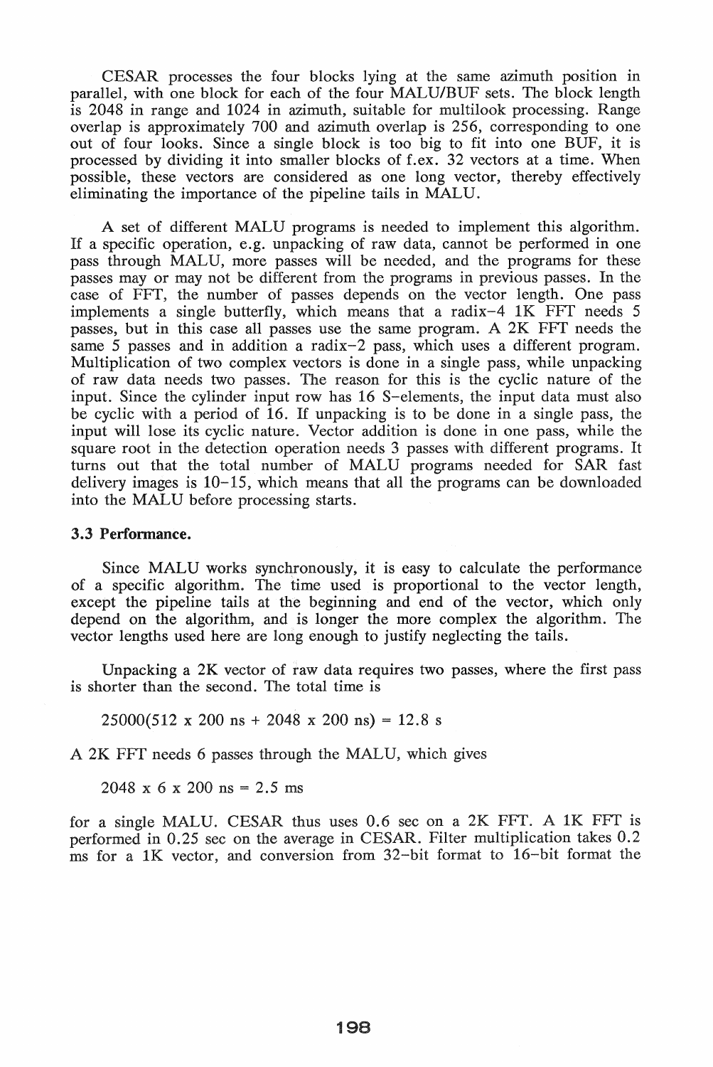CESAR processes the four blocks lying at the same azimuth position in parallel, with one block for each of the four MALU/BUF sets. The block length is 2048 in range and 1024 in azimuth, suitable for multilook processing. Range overlap is approximately 700 and azimuth overlap is 256, corresponding to one out of four looks. Since a single block is too big to fit into one BUF, it is processed by dividing it into smaller blocks of f.ex. 32 vectors at a time. When possible, these vectors are considered as one long vector, thereby effectively eliminating the importance of the pipeline tails in MALU.

A set of different MALU programs is needed to implement this algorithm. If a specific operation, e.g. unpacking of raw data, cannot be performed in one pass through MALU, more passes will be needed, and the programs for these passes may or may not be different from the programs in previous passes. In the case of FFT, the number of passes depends on the vector length. One pass implements a single butterfly, which means that a radix-4 1K FFT needs 5 passes, but in this case all passes use the same program. A 2K FFT needs the same 5 passes and in addition a radix-2 pass, which uses a different program. Multiplication of two complex vectors is done in a single pass, while unpacking of raw data needs two passes. The reason for this is the cyclic nature of the input. Since the cylinder input row has 16 S-elements, the input data must also be cyclic with a period of 16. If unpacking is to be done in a single pass, the input will lose its cyclic nature. Vector addition is done in one pass, while the square root in the detection operation needs 3 passes with different programs. It turns out that the total number of MALU programs needed for SAR fast delivery images is 10-15, which means that all the programs can be downloaded into the MALU before processing starts.

### 3.3 Performance.

Since MALU works synchronously, it is easy to calculate the performance of a specific algorithm. The time used is proportional to the vector length, except the pipeline tails at the beginning and end of the vector, which only depend on the algorithm, and is longer the more complex the algorithm. The vector lengths used here are long enough to justify neglecting the tails.

Unpacking a 2K vector of raw data requires two passes, where the first pass is shorter than the second. The total time is

$$25000(512 \times 200 \text{ ns} + 2048 \times 200 \text{ ns}) = 12.8 \text{ s}$$

A 2K FFT needs 6 passes through the MALU, which gives

$$2048 \times 6 \times 200 \text{ ns} = 2.5 \text{ ms}$$

for a single MALU. CESAR thus uses 0.6 sec on a 2K FFT. A 1K FFT is performed in 0.25 sec on the average in CESAR. Filter multiplication takes 0.2 ms for a 1K vector, and conversion from 32-bit format to 16-bit format the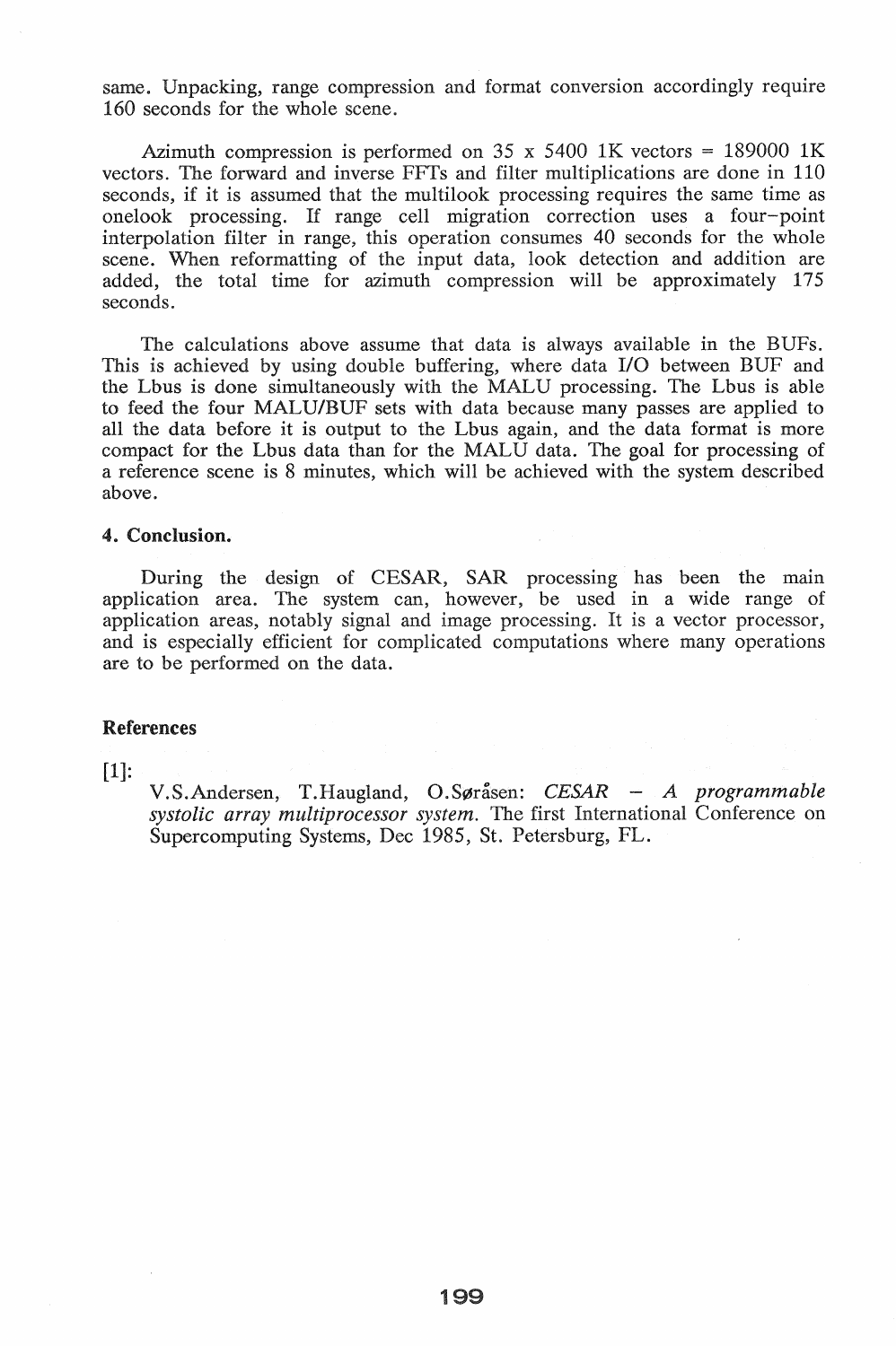same. Unpacking, range compression and format conversion accordingly require 160 seconds for the whole scene.

Azimuth compression is performed on 35 x 5400 1K vectors = 189000 1K vectors. The forward and inverse FFTs and filter multiplications are done in 110 seconds, if it is assumed that the multilook processing requires the same time as onelook processing. If range cell migration correction uses a four-point interpolation filter in range, this operation consumes 40 seconds for the whole scene. When reformatting of the input data, look detection and addition are added, the total time for azimuth compression will be approximately 175 seconds.

The calculations above assume that data is always available in the BUFs. This is achieved by using double buffering, where data I/O between BUF and the Lbus is done simultaneously with the MALU processing. The Lbus is able to feed the four MALU/BUF sets with data because many passes are applied to all the data before it is output to the Lbus again, and the data format is more compact for the Lbus data than for the MALU data. The goal for processing of a reference scene is 8 minutes, which will be achieved with the system described above.

## 4. Conclusion.

During the design of CESAR, SAR processing has been the main application area. The system can, however, be used in a wide range of application areas, notably signal and image processing. It is a vector processor, and is especially efficient for complicated computations where many operations are to be performed on the data.

## References

[1]:
V.S.Andersen, T.Haugland, O.Søråsen: *CESAR – A programmable systolic array multiprocessor system.* The first International Conference on Supercomputing Systems, Dec 1985, St. Petersburg, FL.